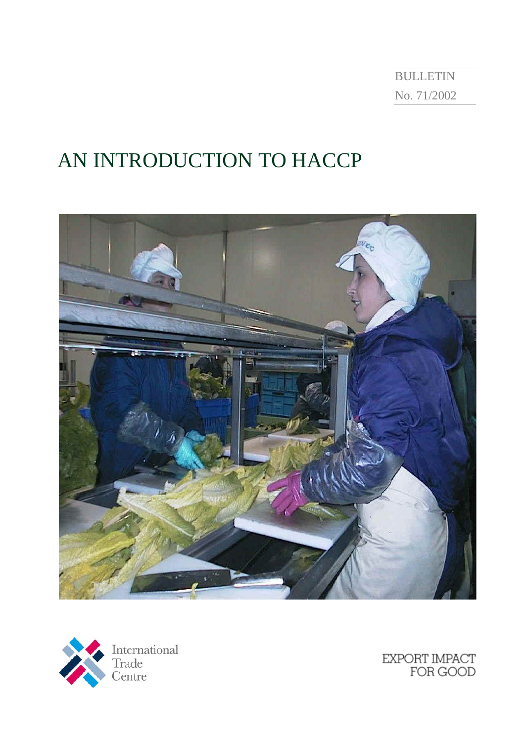BULLETIN

No. 71/2002

# AN INTRODUCTION TO HACCP

International Trade Centre

EXPORT IMPACT FOR GOOD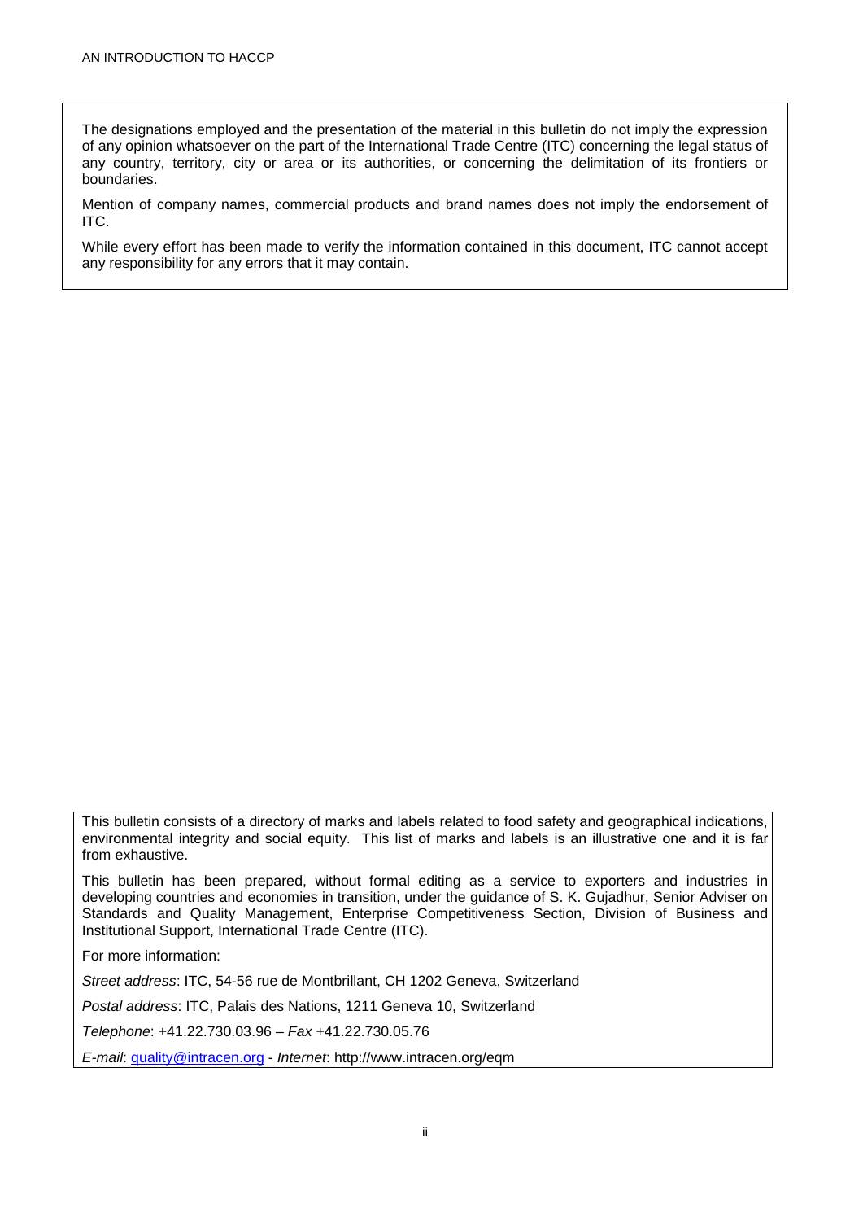The designations employed and the presentation of the material in this bulletin do not imply the expression of any opinion whatsoever on the part of the International Trade Centre (ITC) concerning the legal status of any country, territory, city or area or its authorities, or concerning the delimitation of its frontiers or boundaries.

Mention of company names, commercial products and brand names does not imply the endorsement of ITC.

While every effort has been made to verify the information contained in this document, ITC cannot accept any responsibility for any errors that it may contain.

This bulletin consists of a directory of marks and labels related to food safety and geographical indications, environmental integrity and social equity. This list of marks and labels is an illustrative one and it is far from exhaustive.

This bulletin has been prepared, without formal editing as a service to exporters and industries in developing countries and economies in transition, under the guidance of S. K. Gujadhur, Senior Adviser on Standards and Quality Management, Enterprise Competitiveness Section, Division of Business and Institutional Support, International Trade Centre (ITC).

For more information:

*Street address*: ITC, 54-56 rue de Montbrillant, CH 1202 Geneva, Switzerland

*Postal address*: ITC, Palais des Nations, 1211 Geneva 10, Switzerland

*Telephone*: +41.22.730.03.96 – *Fax* +41.22.730.05.76

*E-mail*: quality@intracen.org - *Internet*: http://www.intracen.org/eqm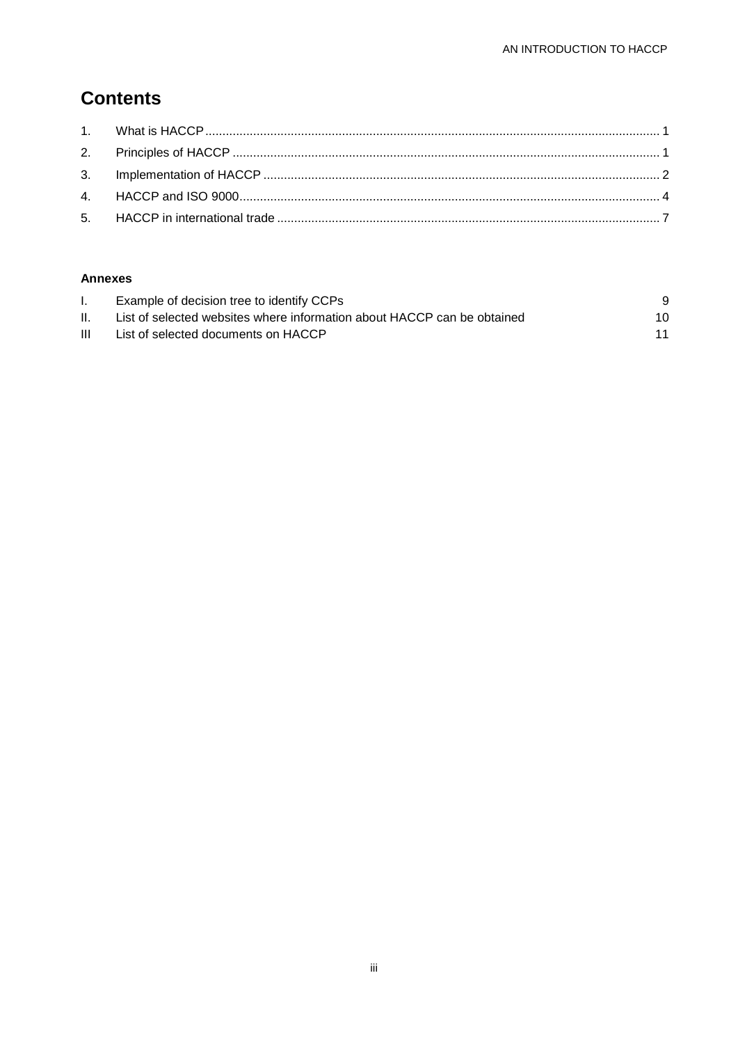# Contents

1. What is HACCP ........ 1
2. Principles of HACCP ........ 1
3. Implementation of HACCP ........ 2
4. HACCP and ISO 9000 ........ 4
5. HACCP in international trade ........ 7

**Annexes**

| | | |
|---|---|---|
| I. | Example of decision tree to identify CCPs | 9 |
| II. | List of selected websites where information about HACCP can be obtained | 10 |
| III | List of selected documents on HACCP | 11 |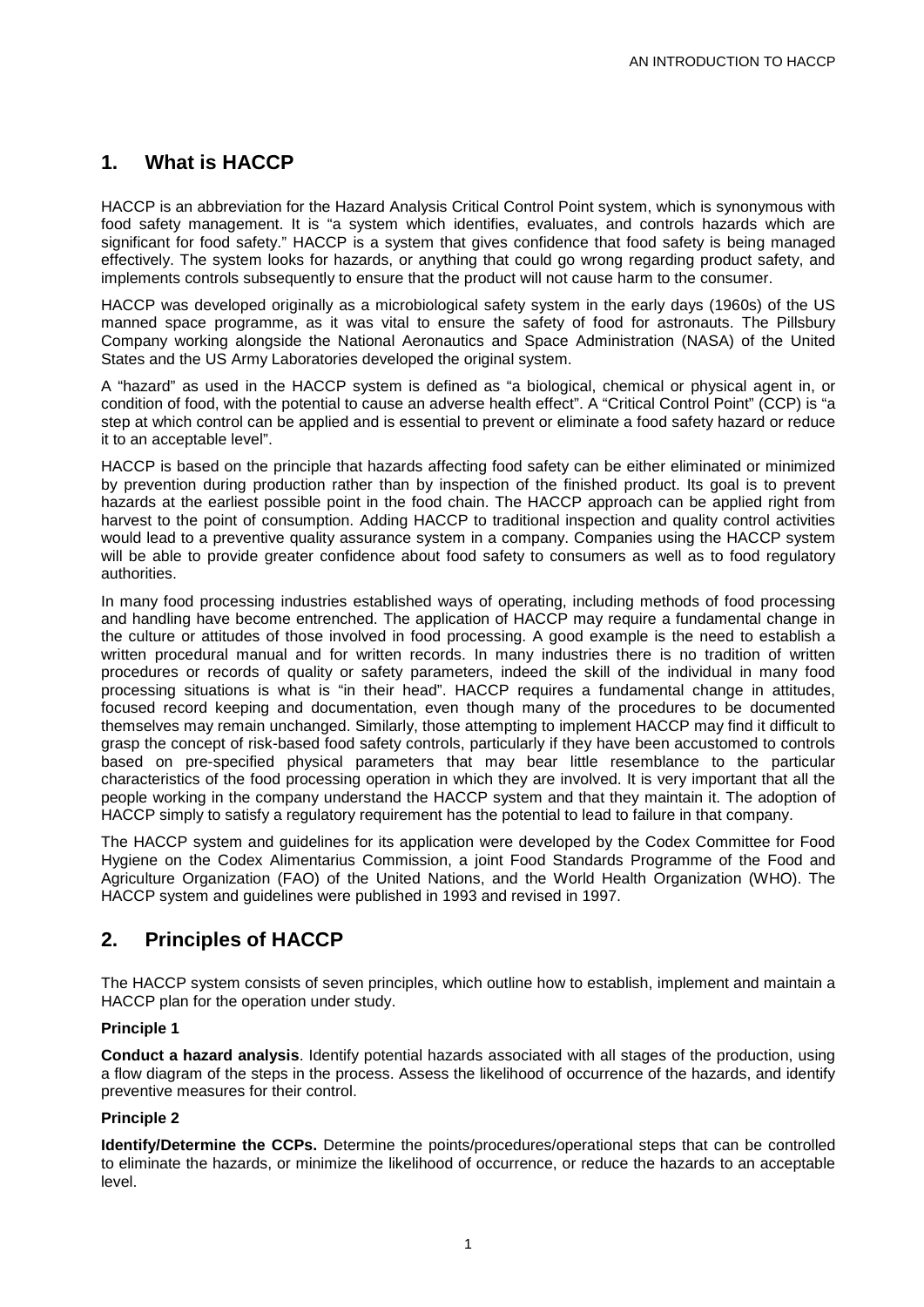## 1. What is HACCP

HACCP is an abbreviation for the Hazard Analysis Critical Control Point system, which is synonymous with food safety management. It is "a system which identifies, evaluates, and controls hazards which are significant for food safety." HACCP is a system that gives confidence that food safety is being managed effectively. The system looks for hazards, or anything that could go wrong regarding product safety, and implements controls subsequently to ensure that the product will not cause harm to the consumer.

HACCP was developed originally as a microbiological safety system in the early days (1960s) of the US manned space programme, as it was vital to ensure the safety of food for astronauts. The Pillsbury Company working alongside the National Aeronautics and Space Administration (NASA) of the United States and the US Army Laboratories developed the original system.

A "hazard" as used in the HACCP system is defined as "a biological, chemical or physical agent in, or condition of food, with the potential to cause an adverse health effect". A "Critical Control Point" (CCP) is "a step at which control can be applied and is essential to prevent or eliminate a food safety hazard or reduce it to an acceptable level".

HACCP is based on the principle that hazards affecting food safety can be either eliminated or minimized by prevention during production rather than by inspection of the finished product. Its goal is to prevent hazards at the earliest possible point in the food chain. The HACCP approach can be applied right from harvest to the point of consumption. Adding HACCP to traditional inspection and quality control activities would lead to a preventive quality assurance system in a company. Companies using the HACCP system will be able to provide greater confidence about food safety to consumers as well as to food regulatory authorities.

In many food processing industries established ways of operating, including methods of food processing and handling have become entrenched. The application of HACCP may require a fundamental change in the culture or attitudes of those involved in food processing. A good example is the need to establish a written procedural manual and for written records. In many industries there is no tradition of written procedures or records of quality or safety parameters, indeed the skill of the individual in many food processing situations is what is "in their head". HACCP requires a fundamental change in attitudes, focused record keeping and documentation, even though many of the procedures to be documented themselves may remain unchanged. Similarly, those attempting to implement HACCP may find it difficult to grasp the concept of risk-based food safety controls, particularly if they have been accustomed to controls based on pre-specified physical parameters that may bear little resemblance to the particular characteristics of the food processing operation in which they are involved. It is very important that all the people working in the company understand the HACCP system and that they maintain it. The adoption of HACCP simply to satisfy a regulatory requirement has the potential to lead to failure in that company.

The HACCP system and guidelines for its application were developed by the Codex Committee for Food Hygiene on the Codex Alimentarius Commission, a joint Food Standards Programme of the Food and Agriculture Organization (FAO) of the United Nations, and the World Health Organization (WHO). The HACCP system and guidelines were published in 1993 and revised in 1997.

## 2. Principles of HACCP

The HACCP system consists of seven principles, which outline how to establish, implement and maintain a HACCP plan for the operation under study.

### Principle 1

**Conduct a hazard analysis**. Identify potential hazards associated with all stages of the production, using a flow diagram of the steps in the process. Assess the likelihood of occurrence of the hazards, and identify preventive measures for their control.

### Principle 2

**Identify/Determine the CCPs.** Determine the points/procedures/operational steps that can be controlled to eliminate the hazards, or minimize the likelihood of occurrence, or reduce the hazards to an acceptable level.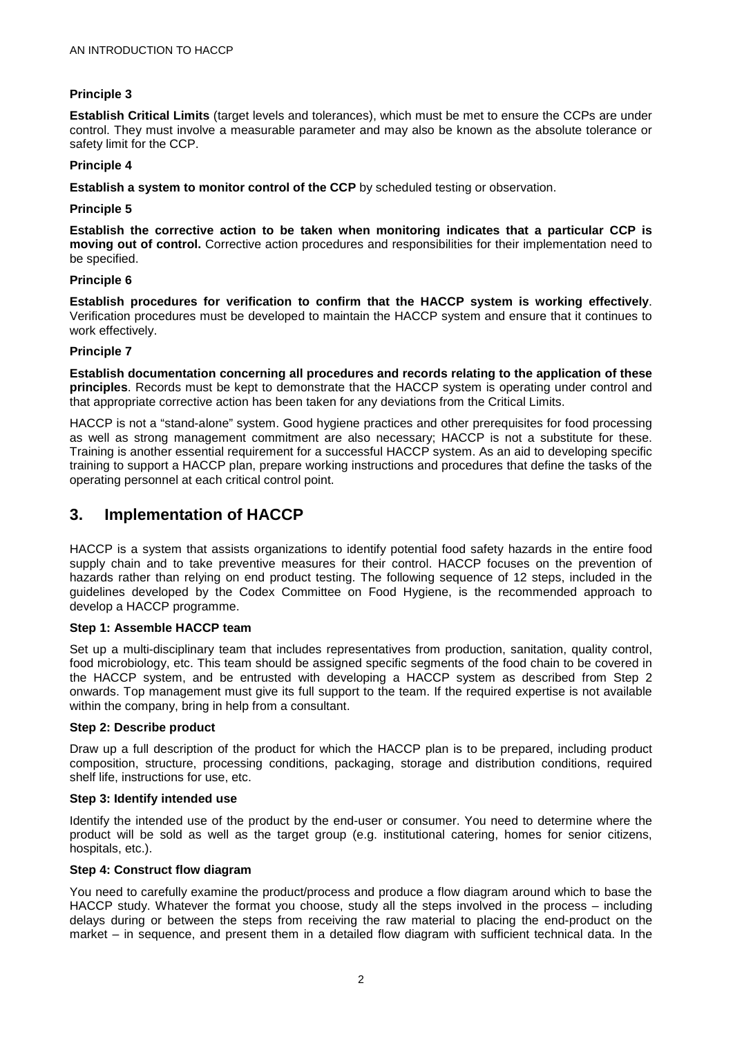**Principle 3**

**Establish Critical Limits** (target levels and tolerances), which must be met to ensure the CCPs are under control. They must involve a measurable parameter and may also be known as the absolute tolerance or safety limit for the CCP.

**Principle 4**

**Establish a system to monitor control of the CCP** by scheduled testing or observation.

**Principle 5**

**Establish the corrective action to be taken when monitoring indicates that a particular CCP is moving out of control.** Corrective action procedures and responsibilities for their implementation need to be specified.

**Principle 6**

**Establish procedures for verification to confirm that the HACCP system is working effectively**. Verification procedures must be developed to maintain the HACCP system and ensure that it continues to work effectively.

**Principle 7**

**Establish documentation concerning all procedures and records relating to the application of these principles**. Records must be kept to demonstrate that the HACCP system is operating under control and that appropriate corrective action has been taken for any deviations from the Critical Limits.

HACCP is not a "stand-alone" system. Good hygiene practices and other prerequisites for food processing as well as strong management commitment are also necessary; HACCP is not a substitute for these. Training is another essential requirement for a successful HACCP system. As an aid to developing specific training to support a HACCP plan, prepare working instructions and procedures that define the tasks of the operating personnel at each critical control point.

## 3. Implementation of HACCP

HACCP is a system that assists organizations to identify potential food safety hazards in the entire food supply chain and to take preventive measures for their control. HACCP focuses on the prevention of hazards rather than relying on end product testing. The following sequence of 12 steps, included in the guidelines developed by the Codex Committee on Food Hygiene, is the recommended approach to develop a HACCP programme.

**Step 1: Assemble HACCP team**

Set up a multi-disciplinary team that includes representatives from production, sanitation, quality control, food microbiology, etc. This team should be assigned specific segments of the food chain to be covered in the HACCP system, and be entrusted with developing a HACCP system as described from Step 2 onwards. Top management must give its full support to the team. If the required expertise is not available within the company, bring in help from a consultant.

**Step 2: Describe product**

Draw up a full description of the product for which the HACCP plan is to be prepared, including product composition, structure, processing conditions, packaging, storage and distribution conditions, required shelf life, instructions for use, etc.

**Step 3: Identify intended use**

Identify the intended use of the product by the end-user or consumer. You need to determine where the product will be sold as well as the target group (e.g. institutional catering, homes for senior citizens, hospitals, etc.).

**Step 4: Construct flow diagram**

You need to carefully examine the product/process and produce a flow diagram around which to base the HACCP study. Whatever the format you choose, study all the steps involved in the process – including delays during or between the steps from receiving the raw material to placing the end-product on the market – in sequence, and present them in a detailed flow diagram with sufficient technical data. In the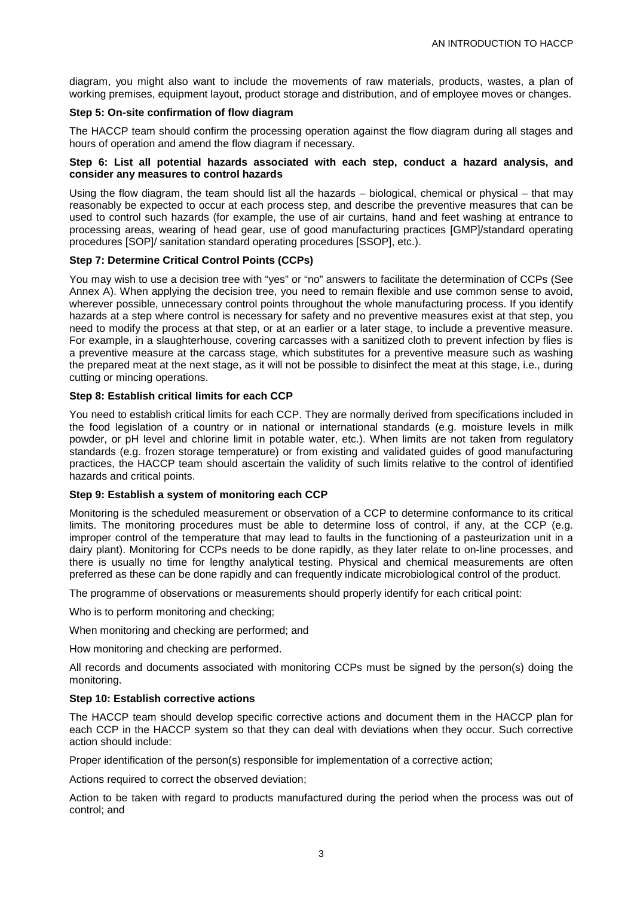diagram, you might also want to include the movements of raw materials, products, wastes, a plan of working premises, equipment layout, product storage and distribution, and of employee moves or changes.

**Step 5: On-site confirmation of flow diagram**

The HACCP team should confirm the processing operation against the flow diagram during all stages and hours of operation and amend the flow diagram if necessary.

**Step 6: List all potential hazards associated with each step, conduct a hazard analysis, and consider any measures to control hazards**

Using the flow diagram, the team should list all the hazards – biological, chemical or physical – that may reasonably be expected to occur at each process step, and describe the preventive measures that can be used to control such hazards (for example, the use of air curtains, hand and feet washing at entrance to processing areas, wearing of head gear, use of good manufacturing practices [GMP]/standard operating procedures [SOP]/ sanitation standard operating procedures [SSOP], etc.).

**Step 7: Determine Critical Control Points (CCPs)**

You may wish to use a decision tree with "yes" or "no" answers to facilitate the determination of CCPs (See Annex A). When applying the decision tree, you need to remain flexible and use common sense to avoid, wherever possible, unnecessary control points throughout the whole manufacturing process. If you identify hazards at a step where control is necessary for safety and no preventive measures exist at that step, you need to modify the process at that step, or at an earlier or a later stage, to include a preventive measure. For example, in a slaughterhouse, covering carcasses with a sanitized cloth to prevent infection by flies is a preventive measure at the carcass stage, which substitutes for a preventive measure such as washing the prepared meat at the next stage, as it will not be possible to disinfect the meat at this stage, i.e., during cutting or mincing operations.

**Step 8: Establish critical limits for each CCP**

You need to establish critical limits for each CCP. They are normally derived from specifications included in the food legislation of a country or in national or international standards (e.g. moisture levels in milk powder, or pH level and chlorine limit in potable water, etc.). When limits are not taken from regulatory standards (e.g. frozen storage temperature) or from existing and validated guides of good manufacturing practices, the HACCP team should ascertain the validity of such limits relative to the control of identified hazards and critical points.

**Step 9: Establish a system of monitoring each CCP**

Monitoring is the scheduled measurement or observation of a CCP to determine conformance to its critical limits. The monitoring procedures must be able to determine loss of control, if any, at the CCP (e.g. improper control of the temperature that may lead to faults in the functioning of a pasteurization unit in a dairy plant). Monitoring for CCPs needs to be done rapidly, as they later relate to on-line processes, and there is usually no time for lengthy analytical testing. Physical and chemical measurements are often preferred as these can be done rapidly and can frequently indicate microbiological control of the product.

The programme of observations or measurements should properly identify for each critical point:

Who is to perform monitoring and checking;

When monitoring and checking are performed; and

How monitoring and checking are performed.

All records and documents associated with monitoring CCPs must be signed by the person(s) doing the monitoring.

**Step 10: Establish corrective actions**

The HACCP team should develop specific corrective actions and document them in the HACCP plan for each CCP in the HACCP system so that they can deal with deviations when they occur. Such corrective action should include:

Proper identification of the person(s) responsible for implementation of a corrective action;

Actions required to correct the observed deviation;

Action to be taken with regard to products manufactured during the period when the process was out of control; and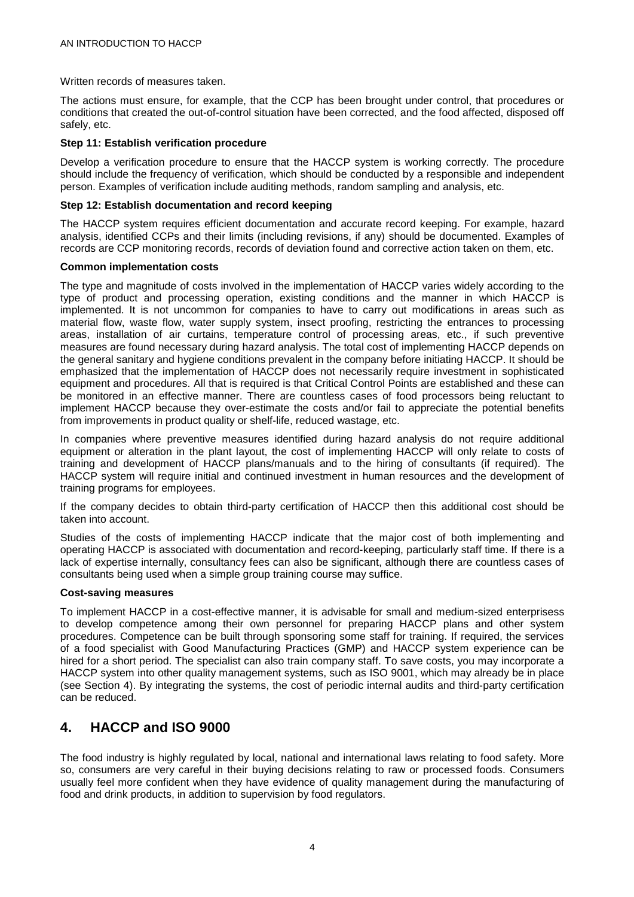Written records of measures taken.

The actions must ensure, for example, that the CCP has been brought under control, that procedures or conditions that created the out-of-control situation have been corrected, and the food affected, disposed off safely, etc.

**Step 11: Establish verification procedure**

Develop a verification procedure to ensure that the HACCP system is working correctly. The procedure should include the frequency of verification, which should be conducted by a responsible and independent person. Examples of verification include auditing methods, random sampling and analysis, etc.

**Step 12: Establish documentation and record keeping**

The HACCP system requires efficient documentation and accurate record keeping. For example, hazard analysis, identified CCPs and their limits (including revisions, if any) should be documented. Examples of records are CCP monitoring records, records of deviation found and corrective action taken on them, etc.

**Common implementation costs**

The type and magnitude of costs involved in the implementation of HACCP varies widely according to the type of product and processing operation, existing conditions and the manner in which HACCP is implemented. It is not uncommon for companies to have to carry out modifications in areas such as material flow, waste flow, water supply system, insect proofing, restricting the entrances to processing areas, installation of air curtains, temperature control of processing areas, etc., if such preventive measures are found necessary during hazard analysis. The total cost of implementing HACCP depends on the general sanitary and hygiene conditions prevalent in the company before initiating HACCP. It should be emphasized that the implementation of HACCP does not necessarily require investment in sophisticated equipment and procedures. All that is required is that Critical Control Points are established and these can be monitored in an effective manner. There are countless cases of food processors being reluctant to implement HACCP because they over-estimate the costs and/or fail to appreciate the potential benefits from improvements in product quality or shelf-life, reduced wastage, etc.

In companies where preventive measures identified during hazard analysis do not require additional equipment or alteration in the plant layout, the cost of implementing HACCP will only relate to costs of training and development of HACCP plans/manuals and to the hiring of consultants (if required). The HACCP system will require initial and continued investment in human resources and the development of training programs for employees.

If the company decides to obtain third-party certification of HACCP then this additional cost should be taken into account.

Studies of the costs of implementing HACCP indicate that the major cost of both implementing and operating HACCP is associated with documentation and record-keeping, particularly staff time. If there is a lack of expertise internally, consultancy fees can also be significant, although there are countless cases of consultants being used when a simple group training course may suffice.

**Cost-saving measures**

To implement HACCP in a cost-effective manner, it is advisable for small and medium-sized enterprisess to develop competence among their own personnel for preparing HACCP plans and other system procedures. Competence can be built through sponsoring some staff for training. If required, the services of a food specialist with Good Manufacturing Practices (GMP) and HACCP system experience can be hired for a short period. The specialist can also train company staff. To save costs, you may incorporate a HACCP system into other quality management systems, such as ISO 9001, which may already be in place (see Section 4). By integrating the systems, the cost of periodic internal audits and third-party certification can be reduced.

## 4. HACCP and ISO 9000

The food industry is highly regulated by local, national and international laws relating to food safety. More so, consumers are very careful in their buying decisions relating to raw or processed foods. Consumers usually feel more confident when they have evidence of quality management during the manufacturing of food and drink products, in addition to supervision by food regulators.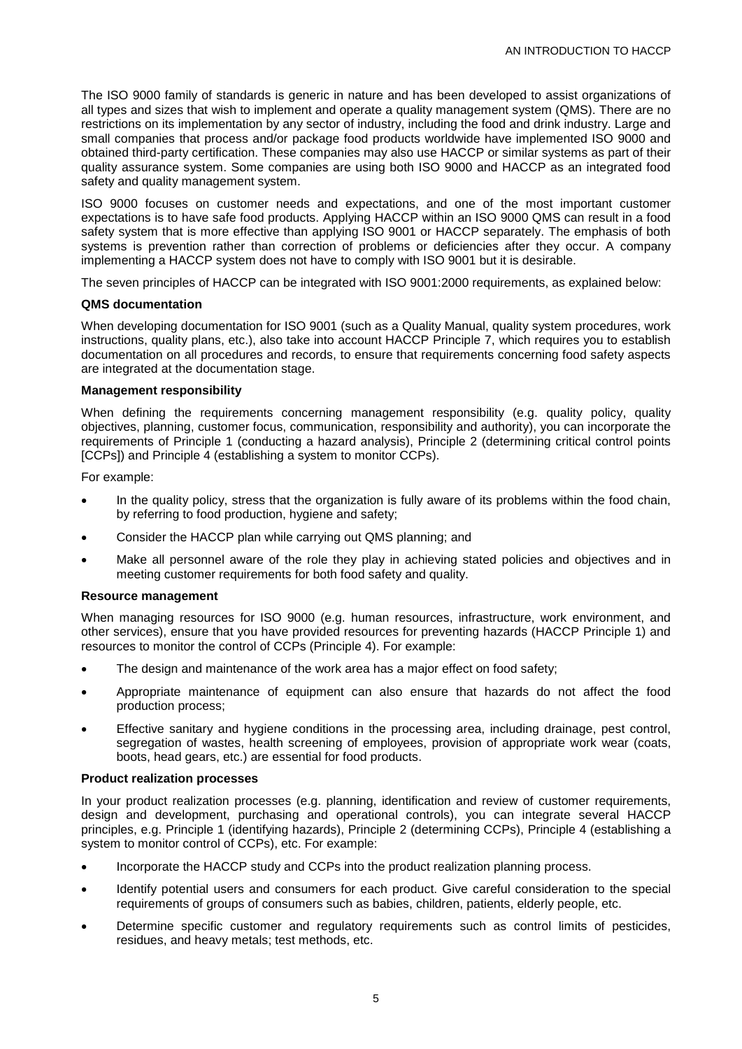The ISO 9000 family of standards is generic in nature and has been developed to assist organizations of all types and sizes that wish to implement and operate a quality management system (QMS). There are no restrictions on its implementation by any sector of industry, including the food and drink industry. Large and small companies that process and/or package food products worldwide have implemented ISO 9000 and obtained third-party certification. These companies may also use HACCP or similar systems as part of their quality assurance system. Some companies are using both ISO 9000 and HACCP as an integrated food safety and quality management system.

ISO 9000 focuses on customer needs and expectations, and one of the most important customer expectations is to have safe food products. Applying HACCP within an ISO 9000 QMS can result in a food safety system that is more effective than applying ISO 9001 or HACCP separately. The emphasis of both systems is prevention rather than correction of problems or deficiencies after they occur. A company implementing a HACCP system does not have to comply with ISO 9001 but it is desirable.

The seven principles of HACCP can be integrated with ISO 9001:2000 requirements, as explained below:

**QMS documentation**

When developing documentation for ISO 9001 (such as a Quality Manual, quality system procedures, work instructions, quality plans, etc.), also take into account HACCP Principle 7, which requires you to establish documentation on all procedures and records, to ensure that requirements concerning food safety aspects are integrated at the documentation stage.

**Management responsibility**

When defining the requirements concerning management responsibility (e.g. quality policy, quality objectives, planning, customer focus, communication, responsibility and authority), you can incorporate the requirements of Principle 1 (conducting a hazard analysis), Principle 2 (determining critical control points [CCPs]) and Principle 4 (establishing a system to monitor CCPs).

For example:

- In the quality policy, stress that the organization is fully aware of its problems within the food chain, by referring to food production, hygiene and safety;
- Consider the HACCP plan while carrying out QMS planning; and
- Make all personnel aware of the role they play in achieving stated policies and objectives and in meeting customer requirements for both food safety and quality.

**Resource management**

When managing resources for ISO 9000 (e.g. human resources, infrastructure, work environment, and other services), ensure that you have provided resources for preventing hazards (HACCP Principle 1) and resources to monitor the control of CCPs (Principle 4). For example:

- The design and maintenance of the work area has a major effect on food safety;
- Appropriate maintenance of equipment can also ensure that hazards do not affect the food production process;
- Effective sanitary and hygiene conditions in the processing area, including drainage, pest control, segregation of wastes, health screening of employees, provision of appropriate work wear (coats, boots, head gears, etc.) are essential for food products.

**Product realization processes**

In your product realization processes (e.g. planning, identification and review of customer requirements, design and development, purchasing and operational controls), you can integrate several HACCP principles, e.g. Principle 1 (identifying hazards), Principle 2 (determining CCPs), Principle 4 (establishing a system to monitor control of CCPs), etc. For example:

- Incorporate the HACCP study and CCPs into the product realization planning process.
- Identify potential users and consumers for each product. Give careful consideration to the special requirements of groups of consumers such as babies, children, patients, elderly people, etc.
- Determine specific customer and regulatory requirements such as control limits of pesticides, residues, and heavy metals; test methods, etc.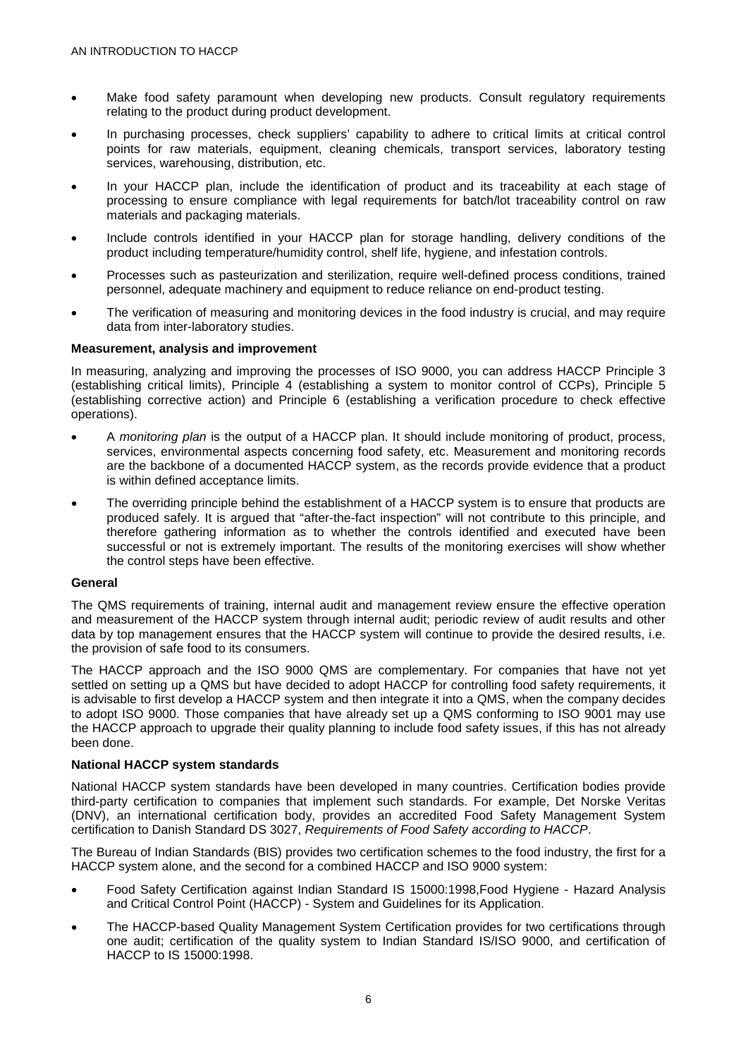- Make food safety paramount when developing new products. Consult regulatory requirements relating to the product during product development.
- In purchasing processes, check suppliers' capability to adhere to critical limits at critical control points for raw materials, equipment, cleaning chemicals, transport services, laboratory testing services, warehousing, distribution, etc.
- In your HACCP plan, include the identification of product and its traceability at each stage of processing to ensure compliance with legal requirements for batch/lot traceability control on raw materials and packaging materials.
- Include controls identified in your HACCP plan for storage handling, delivery conditions of the product including temperature/humidity control, shelf life, hygiene, and infestation controls.
- Processes such as pasteurization and sterilization, require well-defined process conditions, trained personnel, adequate machinery and equipment to reduce reliance on end-product testing.
- The verification of measuring and monitoring devices in the food industry is crucial, and may require data from inter-laboratory studies.

**Measurement, analysis and improvement**

In measuring, analyzing and improving the processes of ISO 9000, you can address HACCP Principle 3 (establishing critical limits), Principle 4 (establishing a system to monitor control of CCPs), Principle 5 (establishing corrective action) and Principle 6 (establishing a verification procedure to check effective operations).

- A *monitoring plan* is the output of a HACCP plan. It should include monitoring of product, process, services, environmental aspects concerning food safety, etc. Measurement and monitoring records are the backbone of a documented HACCP system, as the records provide evidence that a product is within defined acceptance limits.
- The overriding principle behind the establishment of a HACCP system is to ensure that products are produced safely. It is argued that "after-the-fact inspection" will not contribute to this principle, and therefore gathering information as to whether the controls identified and executed have been successful or not is extremely important. The results of the monitoring exercises will show whether the control steps have been effective.

**General**

The QMS requirements of training, internal audit and management review ensure the effective operation and measurement of the HACCP system through internal audit; periodic review of audit results and other data by top management ensures that the HACCP system will continue to provide the desired results, i.e. the provision of safe food to its consumers.

The HACCP approach and the ISO 9000 QMS are complementary. For companies that have not yet settled on setting up a QMS but have decided to adopt HACCP for controlling food safety requirements, it is advisable to first develop a HACCP system and then integrate it into a QMS, when the company decides to adopt ISO 9000. Those companies that have already set up a QMS conforming to ISO 9001 may use the HACCP approach to upgrade their quality planning to include food safety issues, if this has not already been done.

**National HACCP system standards**

National HACCP system standards have been developed in many countries. Certification bodies provide third-party certification to companies that implement such standards. For example, Det Norske Veritas (DNV), an international certification body, provides an accredited Food Safety Management System certification to Danish Standard DS 3027, *Requirements of Food Safety according to HACCP*.

The Bureau of Indian Standards (BIS) provides two certification schemes to the food industry, the first for a HACCP system alone, and the second for a combined HACCP and ISO 9000 system:

- Food Safety Certification against Indian Standard IS 15000:1998,Food Hygiene - Hazard Analysis and Critical Control Point (HACCP) - System and Guidelines for its Application.
- The HACCP-based Quality Management System Certification provides for two certifications through one audit; certification of the quality system to Indian Standard IS/ISO 9000, and certification of HACCP to IS 15000:1998.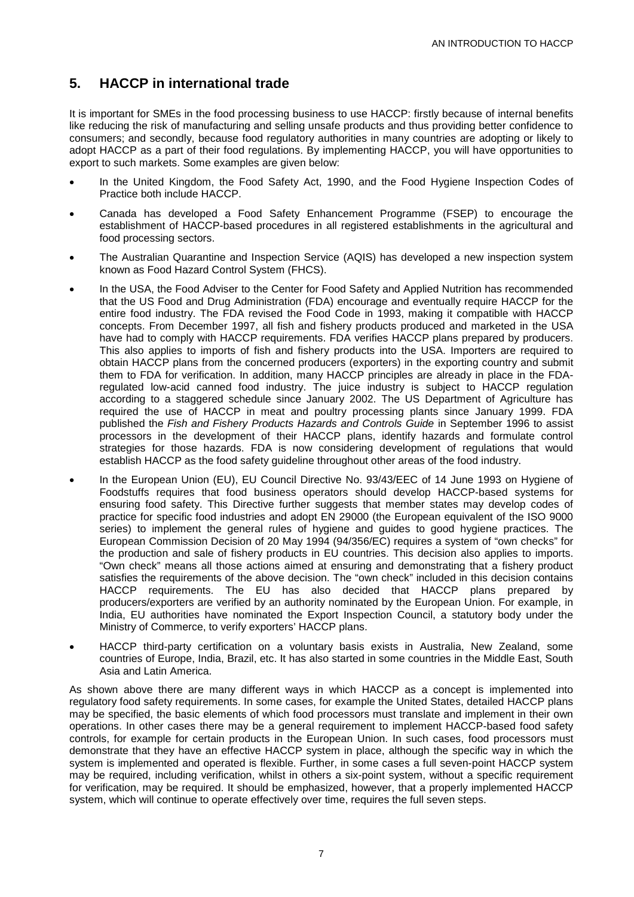## 5. HACCP in international trade

It is important for SMEs in the food processing business to use HACCP: firstly because of internal benefits like reducing the risk of manufacturing and selling unsafe products and thus providing better confidence to consumers; and secondly, because food regulatory authorities in many countries are adopting or likely to adopt HACCP as a part of their food regulations. By implementing HACCP, you will have opportunities to export to such markets. Some examples are given below:

- In the United Kingdom, the Food Safety Act, 1990, and the Food Hygiene Inspection Codes of Practice both include HACCP.
- Canada has developed a Food Safety Enhancement Programme (FSEP) to encourage the establishment of HACCP-based procedures in all registered establishments in the agricultural and food processing sectors.
- The Australian Quarantine and Inspection Service (AQIS) has developed a new inspection system known as Food Hazard Control System (FHCS).
- In the USA, the Food Adviser to the Center for Food Safety and Applied Nutrition has recommended that the US Food and Drug Administration (FDA) encourage and eventually require HACCP for the entire food industry. The FDA revised the Food Code in 1993, making it compatible with HACCP concepts. From December 1997, all fish and fishery products produced and marketed in the USA have had to comply with HACCP requirements. FDA verifies HACCP plans prepared by producers. This also applies to imports of fish and fishery products into the USA. Importers are required to obtain HACCP plans from the concerned producers (exporters) in the exporting country and submit them to FDA for verification. In addition, many HACCP principles are already in place in the FDA-regulated low-acid canned food industry. The juice industry is subject to HACCP regulation according to a staggered schedule since January 2002. The US Department of Agriculture has required the use of HACCP in meat and poultry processing plants since January 1999. FDA published the *Fish and Fishery Products Hazards and Controls Guide* in September 1996 to assist processors in the development of their HACCP plans, identify hazards and formulate control strategies for those hazards. FDA is now considering development of regulations that would establish HACCP as the food safety guideline throughout other areas of the food industry.
- In the European Union (EU), EU Council Directive No. 93/43/EEC of 14 June 1993 on Hygiene of Foodstuffs requires that food business operators should develop HACCP-based systems for ensuring food safety. This Directive further suggests that member states may develop codes of practice for specific food industries and adopt EN 29000 (the European equivalent of the ISO 9000 series) to implement the general rules of hygiene and guides to good hygiene practices. The European Commission Decision of 20 May 1994 (94/356/EC) requires a system of "own checks" for the production and sale of fishery products in EU countries. This decision also applies to imports. "Own check" means all those actions aimed at ensuring and demonstrating that a fishery product satisfies the requirements of the above decision. The "own check" included in this decision contains HACCP requirements. The EU has also decided that HACCP plans prepared by producers/exporters are verified by an authority nominated by the European Union. For example, in India, EU authorities have nominated the Export Inspection Council, a statutory body under the Ministry of Commerce, to verify exporters' HACCP plans.
- HACCP third-party certification on a voluntary basis exists in Australia, New Zealand, some countries of Europe, India, Brazil, etc. It has also started in some countries in the Middle East, South Asia and Latin America.

As shown above there are many different ways in which HACCP as a concept is implemented into regulatory food safety requirements. In some cases, for example the United States, detailed HACCP plans may be specified, the basic elements of which food processors must translate and implement in their own operations. In other cases there may be a general requirement to implement HACCP-based food safety controls, for example for certain products in the European Union. In such cases, food processors must demonstrate that they have an effective HACCP system in place, although the specific way in which the system is implemented and operated is flexible. Further, in some cases a full seven-point HACCP system may be required, including verification, whilst in others a six-point system, without a specific requirement for verification, may be required. It should be emphasized, however, that a properly implemented HACCP system, which will continue to operate effectively over time, requires the full seven steps.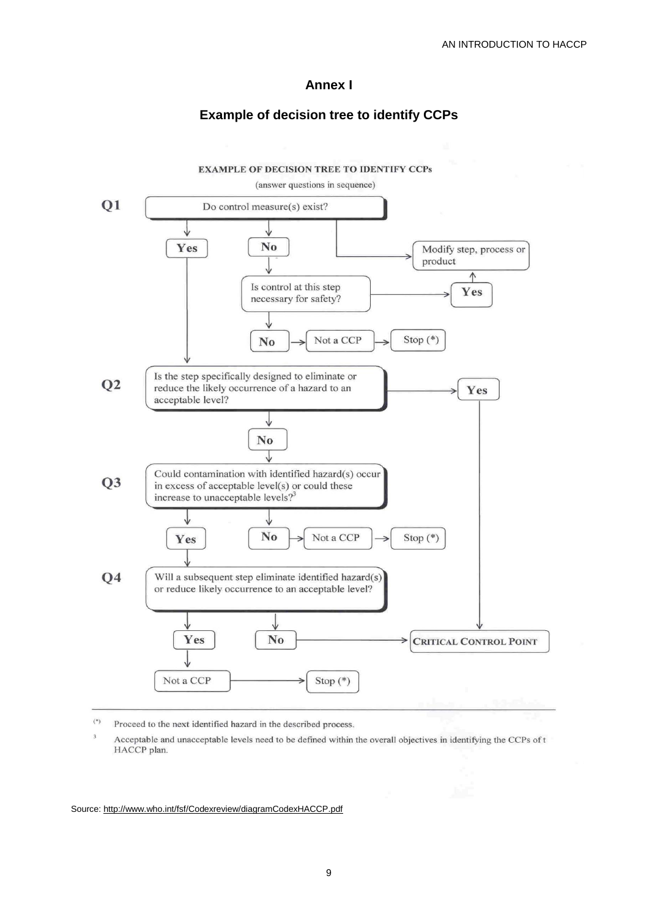# Annex I

## Example of decision tree to identify CCPs

**EXAMPLE OF DECISION TREE TO IDENTIFY CCPs**

(answer questions in sequence)

**Q1** Do control measure(s) exist?

- **Yes** → proceed to Q2
- **No** → Is control at this step necessary for safety?
  - **Yes** → Modify step, process or product
  - **No** → Not a CCP → Stop (*)

**Q2** Is the step specifically designed to eliminate or reduce the likely occurrence of a hazard to an acceptable level?

- **Yes** → CRITICAL CONTROL POINT
- **No** → proceed to Q3

**Q3** Could contamination with identified hazard(s) occur in excess of acceptable level(s) or could these increase to unacceptable levels?[3]

- **Yes** → proceed to Q4
- **No** → Not a CCP → Stop (*)

**Q4** Will a subsequent step eliminate identified hazard(s) or reduce likely occurrence to an acceptable level?

- **Yes** → Not a CCP → Stop (*)
- **No** → CRITICAL CONTROL POINT

(*) Proceed to the next identified hazard in the described process.

[3] Acceptable and unacceptable levels need to be defined within the overall objectives in identifying the CCPs of t HACCP plan.

Source: http://www.who.int/fsf/Codexreview/diagramCodexHACCP.pdf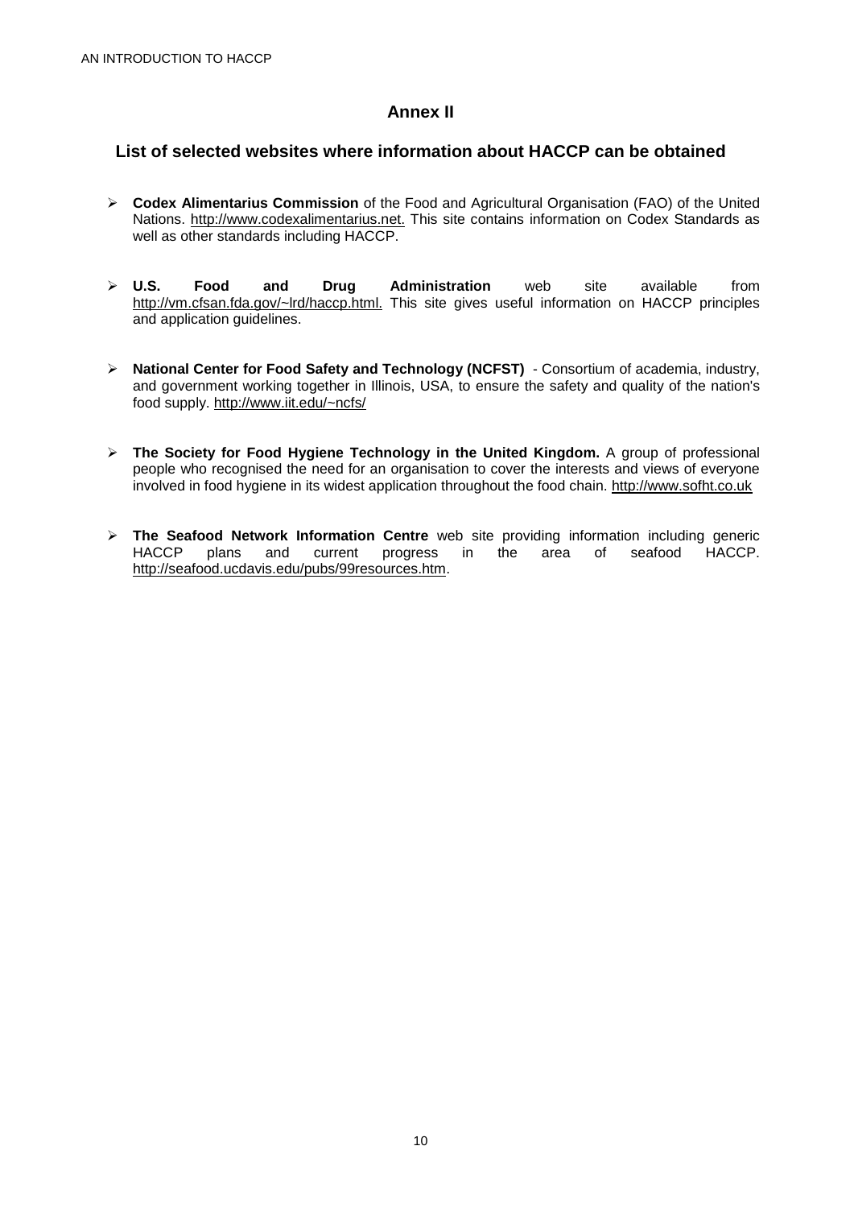# Annex II

## List of selected websites where information about HACCP can be obtained

- **Codex Alimentarius Commission** of the Food and Agricultural Organisation (FAO) of the United Nations. http://www.codexalimentarius.net. This site contains information on Codex Standards as well as other standards including HACCP.

- **U.S. Food and Drug Administration** web site available from http://vm.cfsan.fda.gov/~lrd/haccp.html. This site gives useful information on HACCP principles and application guidelines.

- **National Center for Food Safety and Technology (NCFST)** - Consortium of academia, industry, and government working together in Illinois, USA, to ensure the safety and quality of the nation's food supply. http://www.iit.edu/~ncfs/

- **The Society for Food Hygiene Technology in the United Kingdom.** A group of professional people who recognised the need for an organisation to cover the interests and views of everyone involved in food hygiene in its widest application throughout the food chain. http://www.sofht.co.uk

- **The Seafood Network Information Centre** web site providing information including generic HACCP plans and current progress in the area of seafood HACCP. http://seafood.ucdavis.edu/pubs/99resources.htm.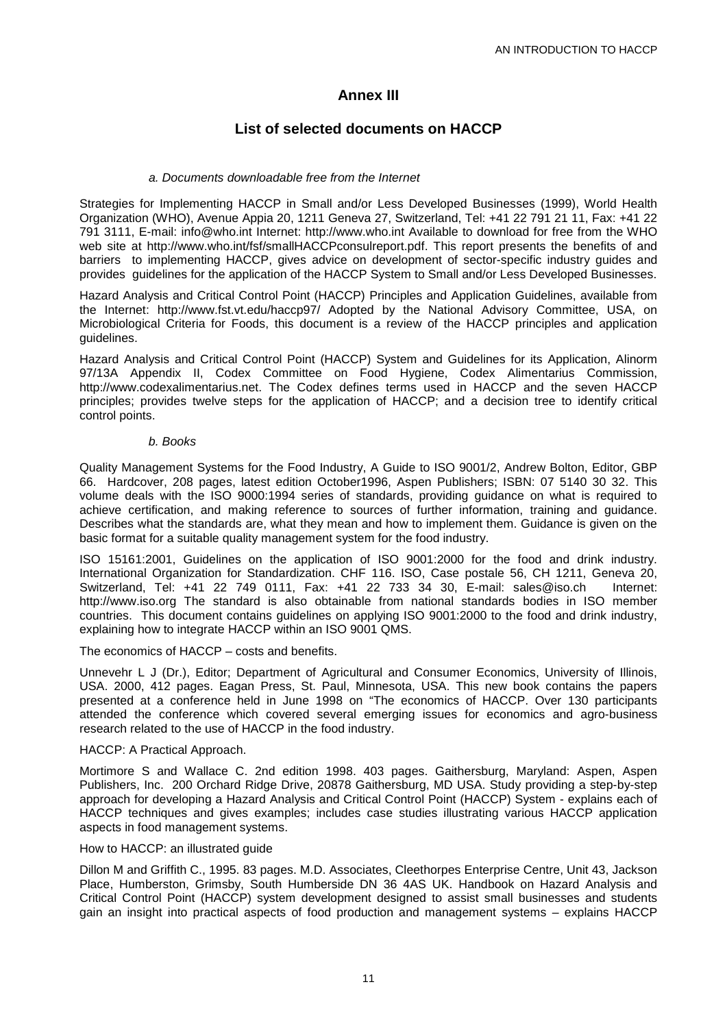# Annex III

## List of selected documents on HACCP

*a. Documents downloadable free from the Internet*

Strategies for Implementing HACCP in Small and/or Less Developed Businesses (1999), World Health Organization (WHO), Avenue Appia 20, 1211 Geneva 27, Switzerland, Tel: +41 22 791 21 11, Fax: +41 22 791 3111, E-mail: info@who.int Internet: http://www.who.int Available to download for free from the WHO web site at http://www.who.int/fsf/smallHACCPconsulreport.pdf. This report presents the benefits of and barriers to implementing HACCP, gives advice on development of sector-specific industry guides and provides guidelines for the application of the HACCP System to Small and/or Less Developed Businesses.

Hazard Analysis and Critical Control Point (HACCP) Principles and Application Guidelines, available from the Internet: http://www.fst.vt.edu/haccp97/ Adopted by the National Advisory Committee, USA, on Microbiological Criteria for Foods, this document is a review of the HACCP principles and application guidelines.

Hazard Analysis and Critical Control Point (HACCP) System and Guidelines for its Application, Alinorm 97/13A Appendix II, Codex Committee on Food Hygiene, Codex Alimentarius Commission, http://www.codexalimentarius.net. The Codex defines terms used in HACCP and the seven HACCP principles; provides twelve steps for the application of HACCP; and a decision tree to identify critical control points.

*b. Books*

Quality Management Systems for the Food Industry, A Guide to ISO 9001/2, Andrew Bolton, Editor, GBP 66. Hardcover, 208 pages, latest edition October1996, Aspen Publishers; ISBN: 07 5140 30 32. This volume deals with the ISO 9000:1994 series of standards, providing guidance on what is required to achieve certification, and making reference to sources of further information, training and guidance. Describes what the standards are, what they mean and how to implement them. Guidance is given on the basic format for a suitable quality management system for the food industry.

ISO 15161:2001, Guidelines on the application of ISO 9001:2000 for the food and drink industry. International Organization for Standardization. CHF 116. ISO, Case postale 56, CH 1211, Geneva 20, Switzerland, Tel: +41 22 749 0111, Fax: +41 22 733 34 30, E-mail: sales@iso.ch Internet: http://www.iso.org The standard is also obtainable from national standards bodies in ISO member countries. This document contains guidelines on applying ISO 9001:2000 to the food and drink industry, explaining how to integrate HACCP within an ISO 9001 QMS.

The economics of HACCP – costs and benefits.

Unnevehr L J (Dr.), Editor; Department of Agricultural and Consumer Economics, University of Illinois, USA. 2000, 412 pages. Eagan Press, St. Paul, Minnesota, USA. This new book contains the papers presented at a conference held in June 1998 on "The economics of HACCP. Over 130 participants attended the conference which covered several emerging issues for economics and agro-business research related to the use of HACCP in the food industry.

HACCP: A Practical Approach.

Mortimore S and Wallace C. 2nd edition 1998. 403 pages. Gaithersburg, Maryland: Aspen, Aspen Publishers, Inc. 200 Orchard Ridge Drive, 20878 Gaithersburg, MD USA. Study providing a step-by-step approach for developing a Hazard Analysis and Critical Control Point (HACCP) System - explains each of HACCP techniques and gives examples; includes case studies illustrating various HACCP application aspects in food management systems.

How to HACCP: an illustrated guide

Dillon M and Griffith C., 1995. 83 pages. M.D. Associates, Cleethorpes Enterprise Centre, Unit 43, Jackson Place, Humberston, Grimsby, South Humberside DN 36 4AS UK. Handbook on Hazard Analysis and Critical Control Point (HACCP) system development designed to assist small businesses and students gain an insight into practical aspects of food production and management systems – explains HACCP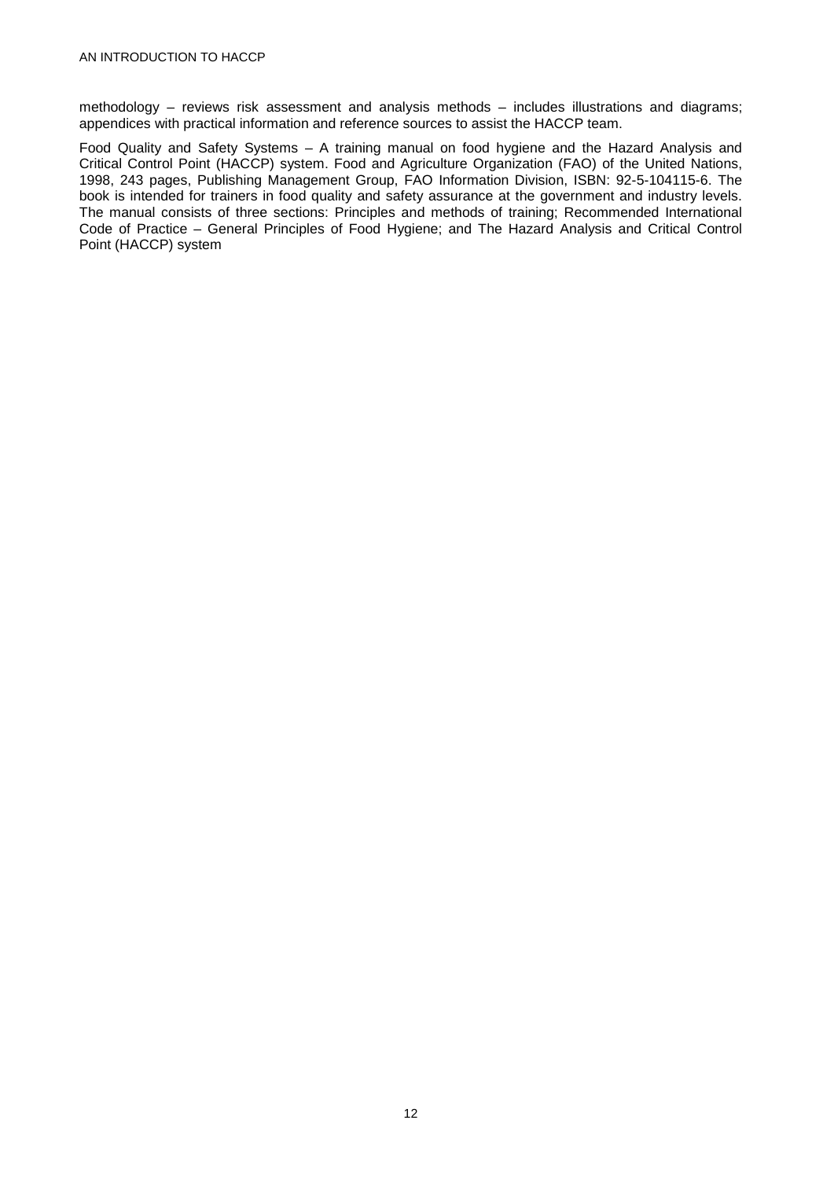methodology – reviews risk assessment and analysis methods – includes illustrations and diagrams; appendices with practical information and reference sources to assist the HACCP team.

Food Quality and Safety Systems – A training manual on food hygiene and the Hazard Analysis and Critical Control Point (HACCP) system. Food and Agriculture Organization (FAO) of the United Nations, 1998, 243 pages, Publishing Management Group, FAO Information Division, ISBN: 92-5-104115-6. The book is intended for trainers in food quality and safety assurance at the government and industry levels. The manual consists of three sections: Principles and methods of training; Recommended International Code of Practice – General Principles of Food Hygiene; and The Hazard Analysis and Critical Control Point (HACCP) system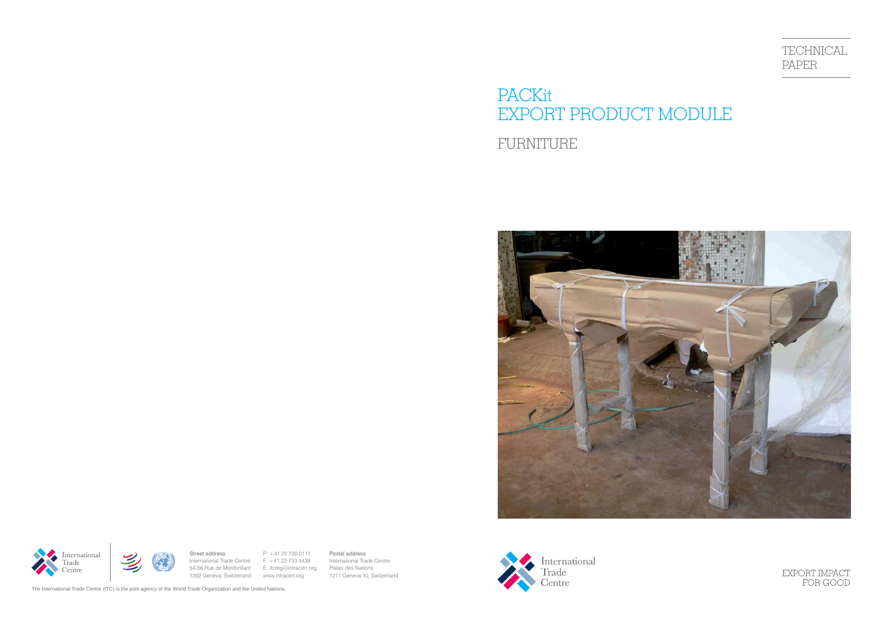TECHNICAL PAPER

# PACKit EXPORT PRODUCT MODULE

## FURNITURE

International Trade Centre

EXPORT IMPACT FOR GOOD

Street address
International Trade Centre
54-56 Rue de Montbrillant
1202 Geneva, Switzerland

P: +41 22 730 0111
F: +41 22 733 4439
E: itcreg@intracen.org
www.intracen.org

Postal address
International Trade Centre
Palais des Nations
1211 Geneva 10, Switzerland

The International Trade Centre (ITC) is the joint agency of the World Trade Organization and the United Nations.